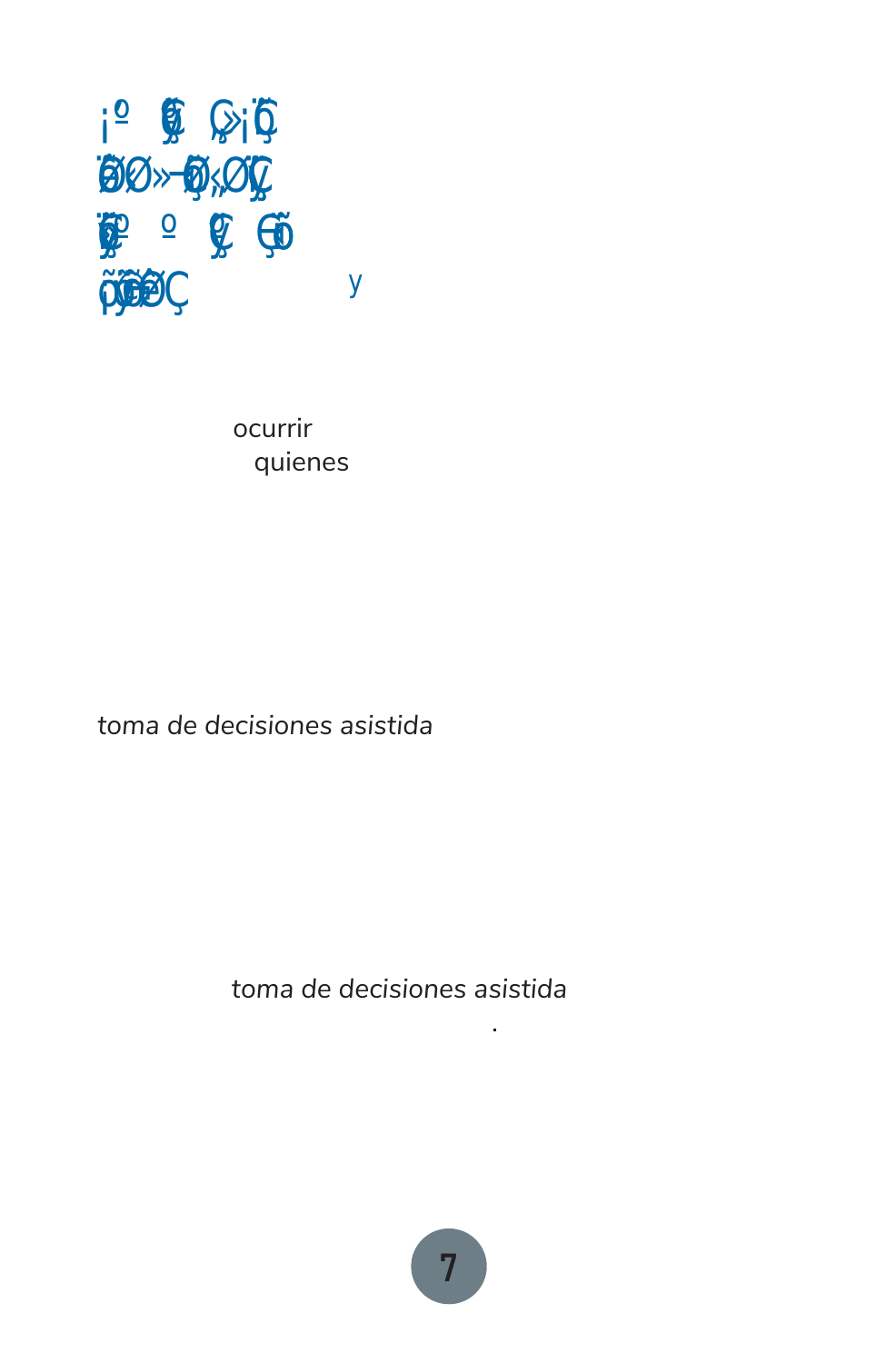y

ocurrir
quienes

*toma de decisiones asistida*

*toma de decisiones asistida*
.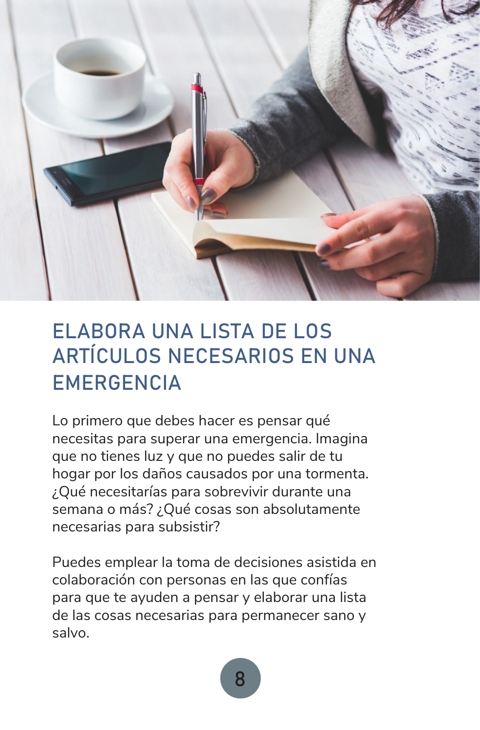## ELABORA UNA LISTA DE LOS ARTÍCULOS NECESARIOS EN UNA EMERGENCIA

Lo primero que debes hacer es pensar qué necesitas para superar una emergencia. Imagina que no tienes luz y que no puedes salir de tu hogar por los daños causados por una tormenta. ¿Qué necesitarías para sobrevivir durante una semana o más? ¿Qué cosas son absolutamente necesarias para subsistir?

Puedes emplear la toma de decisiones asistida en colaboración con personas en las que confías para que te ayuden a pensar y elaborar una lista de las cosas necesarias para permanecer sano y salvo.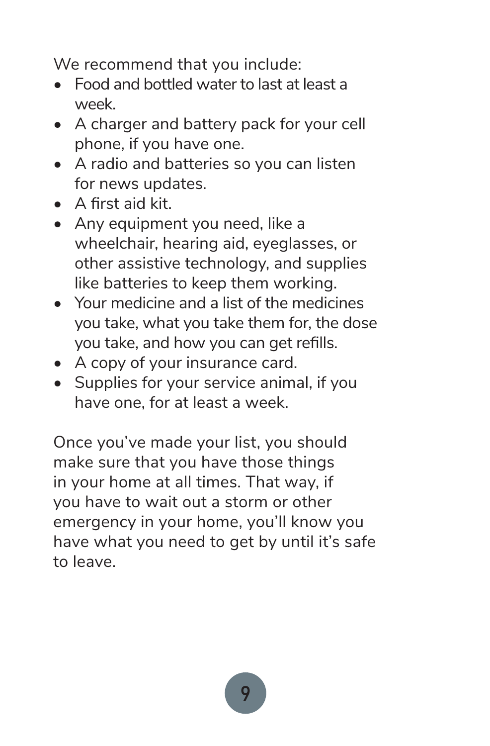We recommend that you include:

- Food and bottled water to last at least a week.
- A charger and battery pack for your cell phone, if you have one.
- A radio and batteries so you can listen for news updates.
- A first aid kit.
- Any equipment you need, like a wheelchair, hearing aid, eyeglasses, or other assistive technology, and supplies like batteries to keep them working.
- Your medicine and a list of the medicines you take, what you take them for, the dose you take, and how you can get refills.
- A copy of your insurance card.
- Supplies for your service animal, if you have one, for at least a week.

Once you've made your list, you should make sure that you have those things in your home at all times. That way, if you have to wait out a storm or other emergency in your home, you'll know you have what you need to get by until it's safe to leave.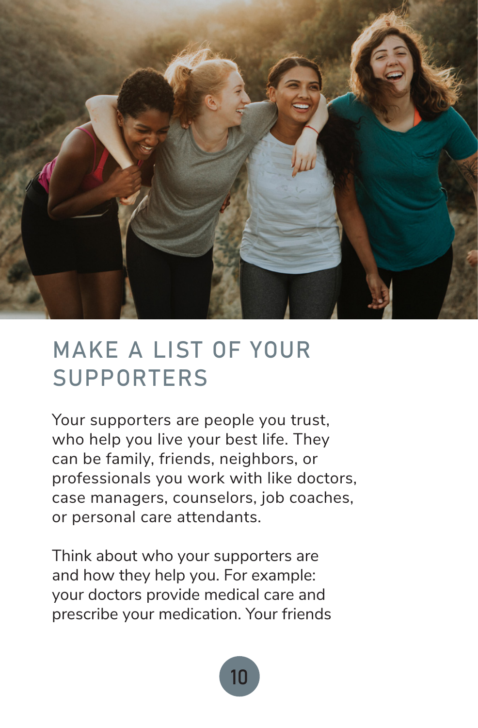# MAKE A LIST OF YOUR SUPPORTERS

Your supporters are people you trust, who help you live your best life. They can be family, friends, neighbors, or professionals you work with like doctors, case managers, counselors, job coaches, or personal care attendants.

Think about who your supporters are and how they help you. For example: your doctors provide medical care and prescribe your medication. Your friends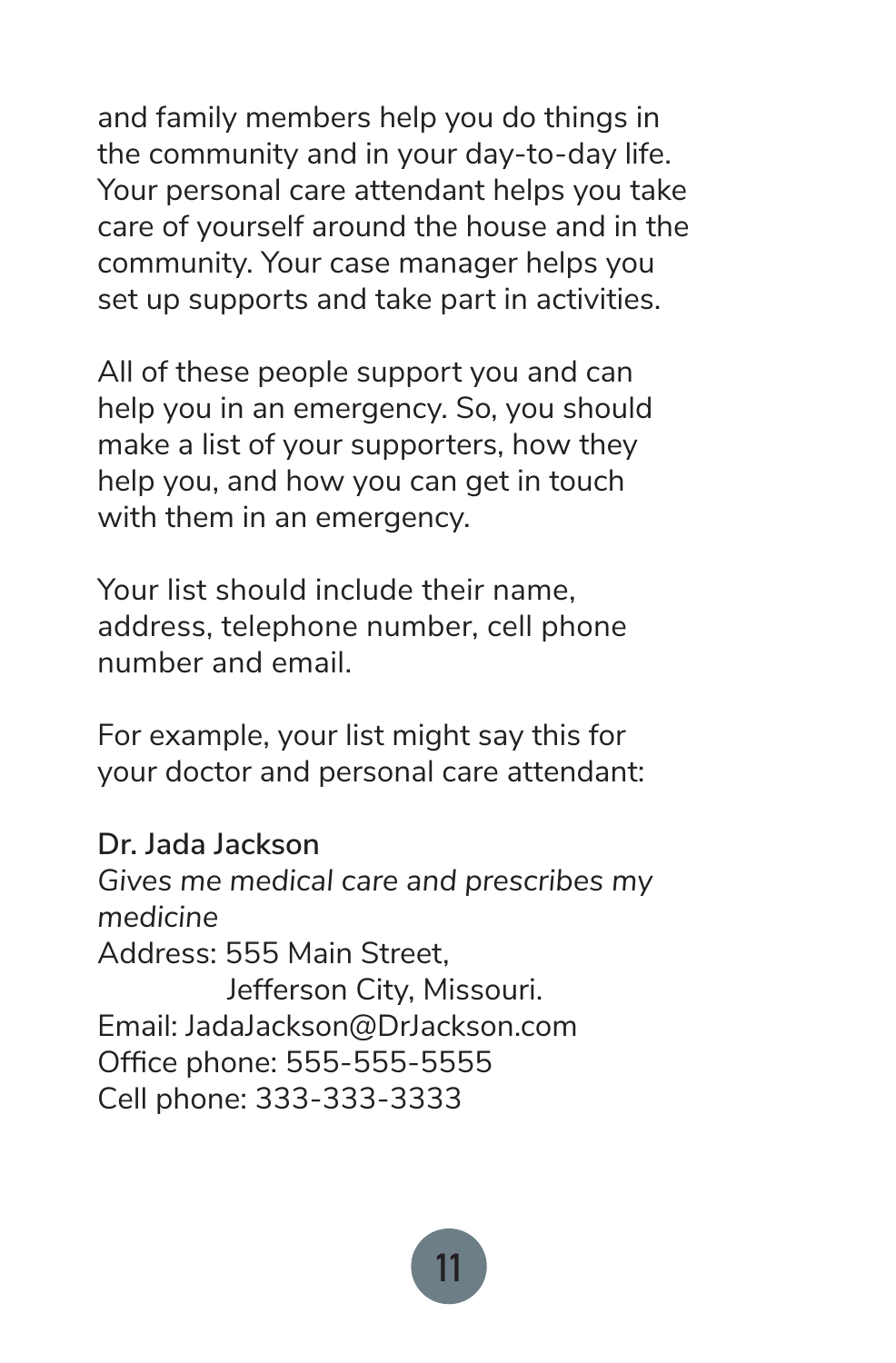and family members help you do things in the community and in your day-to-day life. Your personal care attendant helps you take care of yourself around the house and in the community. Your case manager helps you set up supports and take part in activities.

All of these people support you and can help you in an emergency. So, you should make a list of your supporters, how they help you, and how you can get in touch with them in an emergency.

Your list should include their name, address, telephone number, cell phone number and email.

For example, your list might say this for your doctor and personal care attendant:

**Dr. Jada Jackson**
*Gives me medical care and prescribes my medicine*
Address: 555 Main Street,
Jefferson City, Missouri.
Email: JadaJackson@DrJackson.com
Office phone: 555-555-5555
Cell phone: 333-333-3333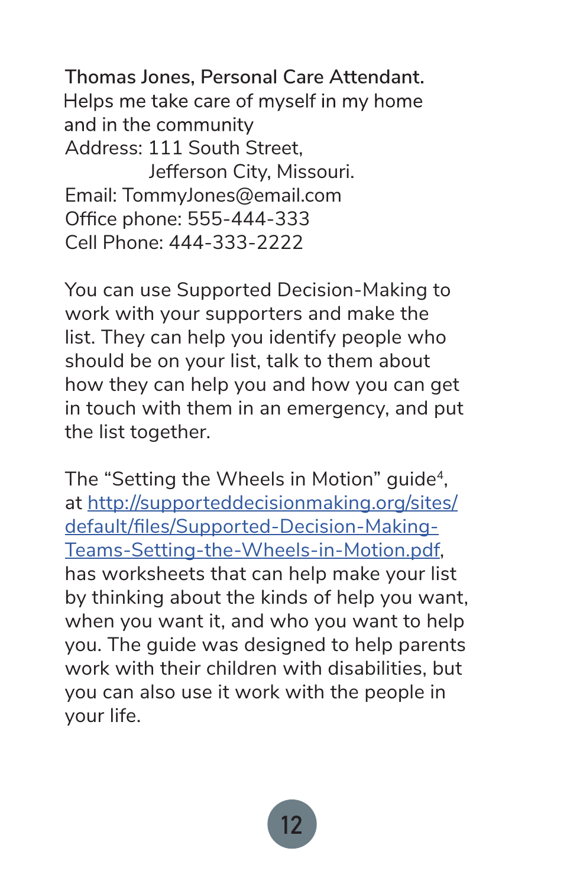**Thomas Jones, Personal Care Attendant.**
Helps me take care of myself in my home and in the community
Address: 111 South Street,
Jefferson City, Missouri.
Email: TommyJones@email.com
Office phone: 555-444-333
Cell Phone: 444-333-2222

You can use Supported Decision-Making to work with your supporters and make the list. They can help you identify people who should be on your list, talk to them about how they can help you and how you can get in touch with them in an emergency, and put the list together.

The "Setting the Wheels in Motion" guide[4], at [http://supporteddecisionmaking.org/sites/default/files/Supported-Decision-Making-Teams-Setting-the-Wheels-in-Motion.pdf](http://supporteddecisionmaking.org/sites/default/files/Supported-Decision-Making-Teams-Setting-the-Wheels-in-Motion.pdf), has worksheets that can help make your list by thinking about the kinds of help you want, when you want it, and who you want to help you. The guide was designed to help parents work with their children with disabilities, but you can also use it work with the people in your life.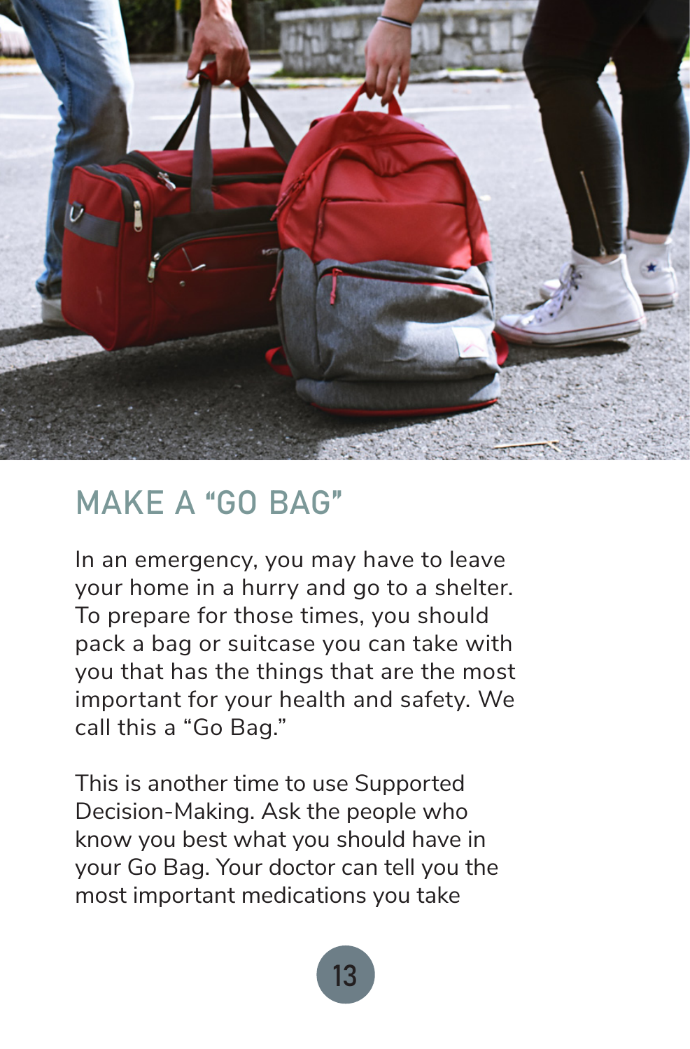## MAKE A "GO BAG"

In an emergency, you may have to leave your home in a hurry and go to a shelter. To prepare for those times, you should pack a bag or suitcase you can take with you that has the things that are the most important for your health and safety. We call this a "Go Bag."

This is another time to use Supported Decision-Making. Ask the people who know you best what you should have in your Go Bag. Your doctor can tell you the most important medications you take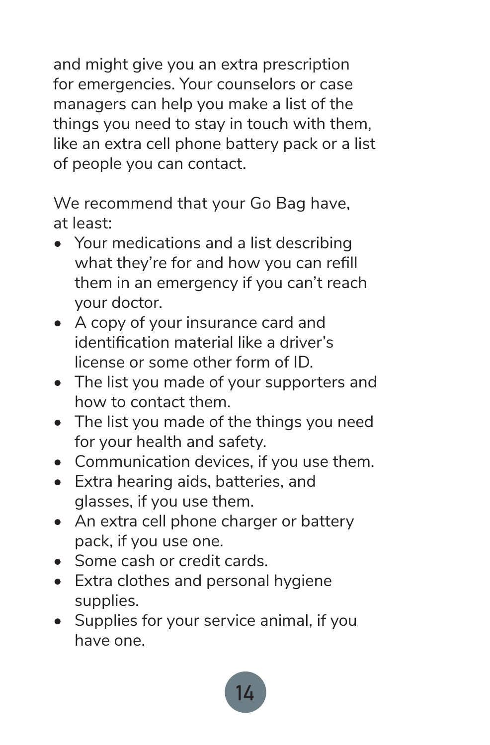and might give you an extra prescription for emergencies. Your counselors or case managers can help you make a list of the things you need to stay in touch with them, like an extra cell phone battery pack or a list of people you can contact.

We recommend that your Go Bag have, at least:

- Your medications and a list describing what they're for and how you can refill them in an emergency if you can't reach your doctor.
- A copy of your insurance card and identification material like a driver's license or some other form of ID.
- The list you made of your supporters and how to contact them.
- The list you made of the things you need for your health and safety.
- Communication devices, if you use them.
- Extra hearing aids, batteries, and glasses, if you use them.
- An extra cell phone charger or battery pack, if you use one.
- Some cash or credit cards.
- Extra clothes and personal hygiene supplies.
- Supplies for your service animal, if you have one.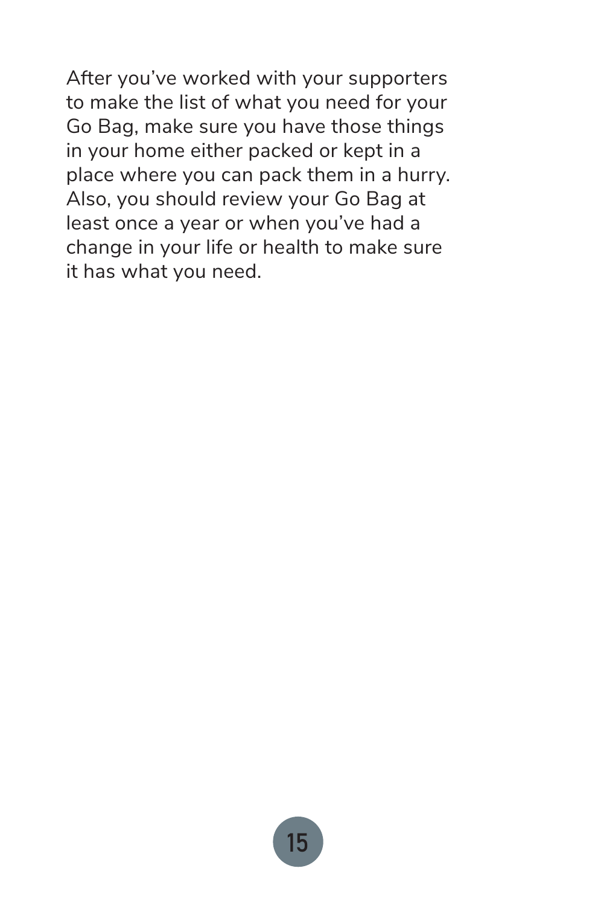After you've worked with your supporters to make the list of what you need for your Go Bag, make sure you have those things in your home either packed or kept in a place where you can pack them in a hurry. Also, you should review your Go Bag at least once a year or when you've had a change in your life or health to make sure it has what you need.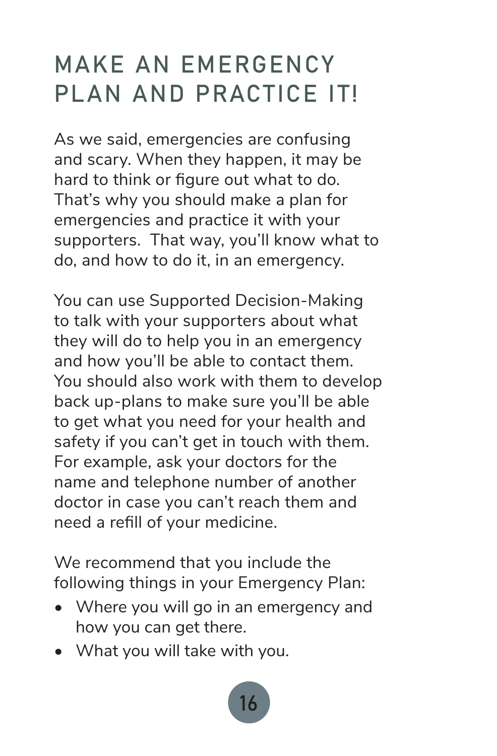# MAKE AN EMERGENCY PLAN AND PRACTICE IT!

As we said, emergencies are confusing and scary. When they happen, it may be hard to think or figure out what to do. That's why you should make a plan for emergencies and practice it with your supporters. That way, you'll know what to do, and how to do it, in an emergency.

You can use Supported Decision-Making to talk with your supporters about what they will do to help you in an emergency and how you'll be able to contact them. You should also work with them to develop back up-plans to make sure you'll be able to get what you need for your health and safety if you can't get in touch with them. For example, ask your doctors for the name and telephone number of another doctor in case you can't reach them and need a refill of your medicine.

We recommend that you include the following things in your Emergency Plan:

- Where you will go in an emergency and how you can get there.
- What you will take with you.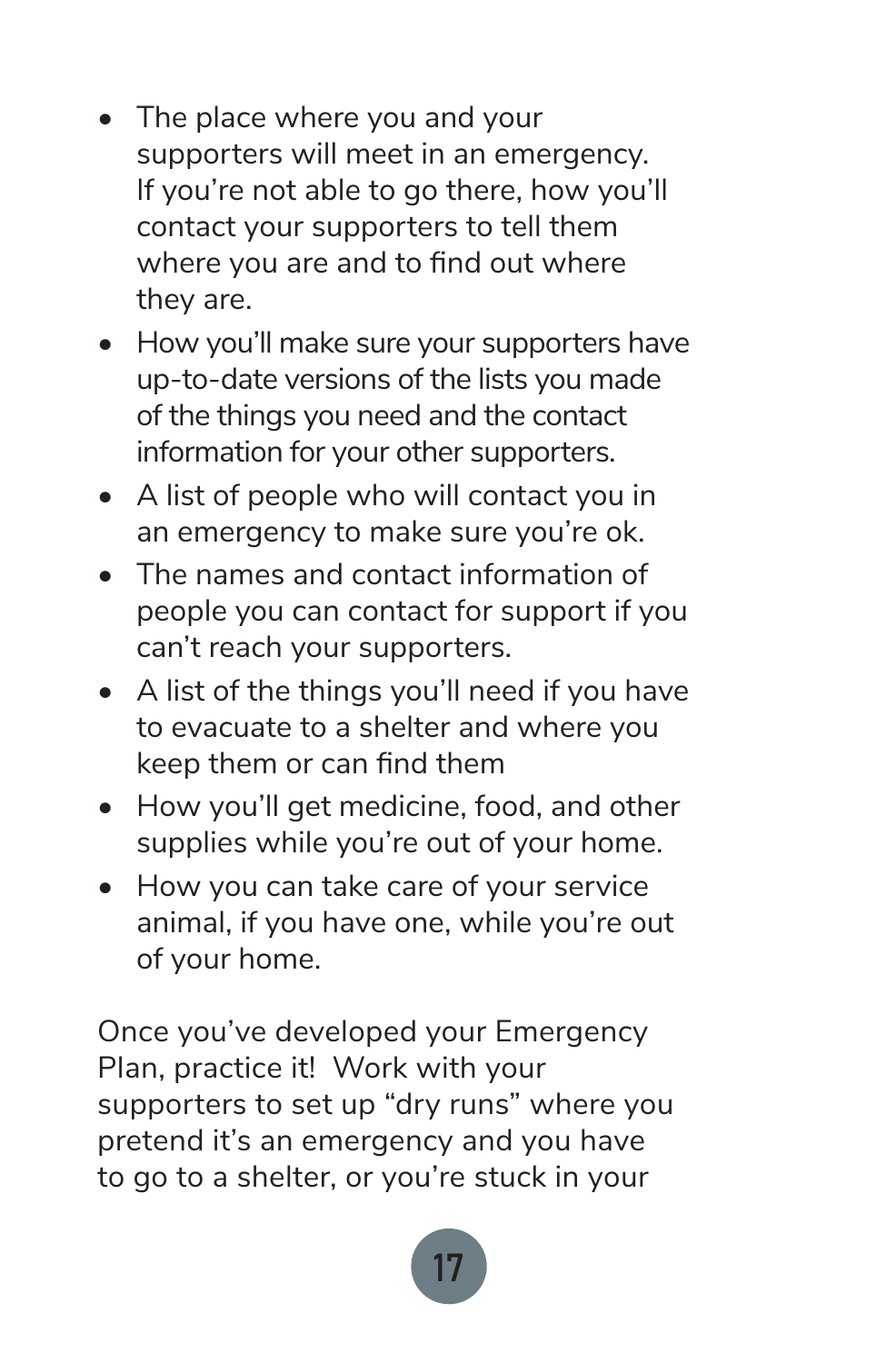- The place where you and your supporters will meet in an emergency. If you're not able to go there, how you'll contact your supporters to tell them where you are and to find out where they are.
- How you'll make sure your supporters have up-to-date versions of the lists you made of the things you need and the contact information for your other supporters.
- A list of people who will contact you in an emergency to make sure you're ok.
- The names and contact information of people you can contact for support if you can't reach your supporters.
- A list of the things you'll need if you have to evacuate to a shelter and where you keep them or can find them
- How you'll get medicine, food, and other supplies while you're out of your home.
- How you can take care of your service animal, if you have one, while you're out of your home.

Once you've developed your Emergency Plan, practice it! Work with your supporters to set up "dry runs" where you pretend it's an emergency and you have to go to a shelter, or you're stuck in your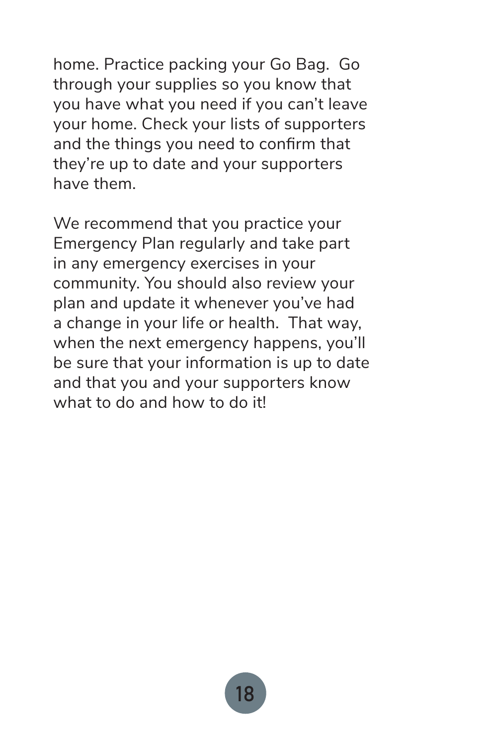home. Practice packing your Go Bag. Go through your supplies so you know that you have what you need if you can't leave your home. Check your lists of supporters and the things you need to confirm that they're up to date and your supporters have them.

We recommend that you practice your Emergency Plan regularly and take part in any emergency exercises in your community. You should also review your plan and update it whenever you've had a change in your life or health. That way, when the next emergency happens, you'll be sure that your information is up to date and that you and your supporters know what to do and how to do it!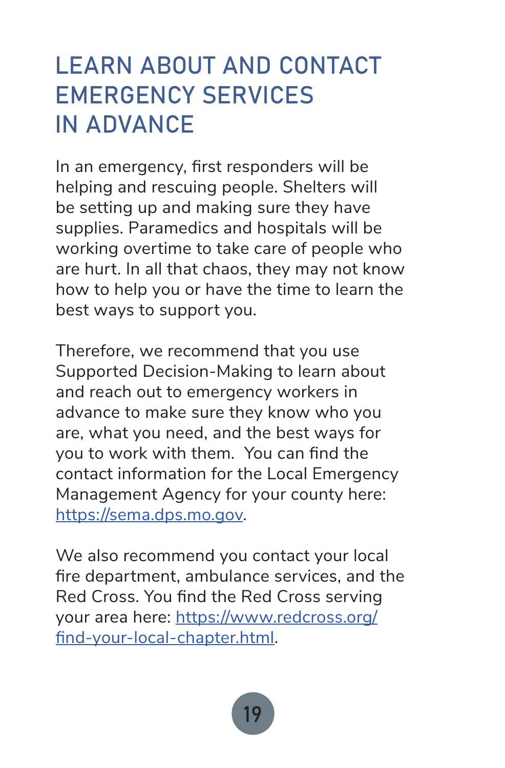# LEARN ABOUT AND CONTACT EMERGENCY SERVICES IN ADVANCE

In an emergency, first responders will be helping and rescuing people. Shelters will be setting up and making sure they have supplies. Paramedics and hospitals will be working overtime to take care of people who are hurt. In all that chaos, they may not know how to help you or have the time to learn the best ways to support you.

Therefore, we recommend that you use Supported Decision-Making to learn about and reach out to emergency workers in advance to make sure they know who you are, what you need, and the best ways for you to work with them.  You can find the contact information for the Local Emergency Management Agency for your county here: [https://sema.dps.mo.gov](https://sema.dps.mo.gov).

We also recommend you contact your local fire department, ambulance services, and the Red Cross. You find the Red Cross serving your area here: [https://www.redcross.org/find-your-local-chapter.html](https://www.redcross.org/find-your-local-chapter.html).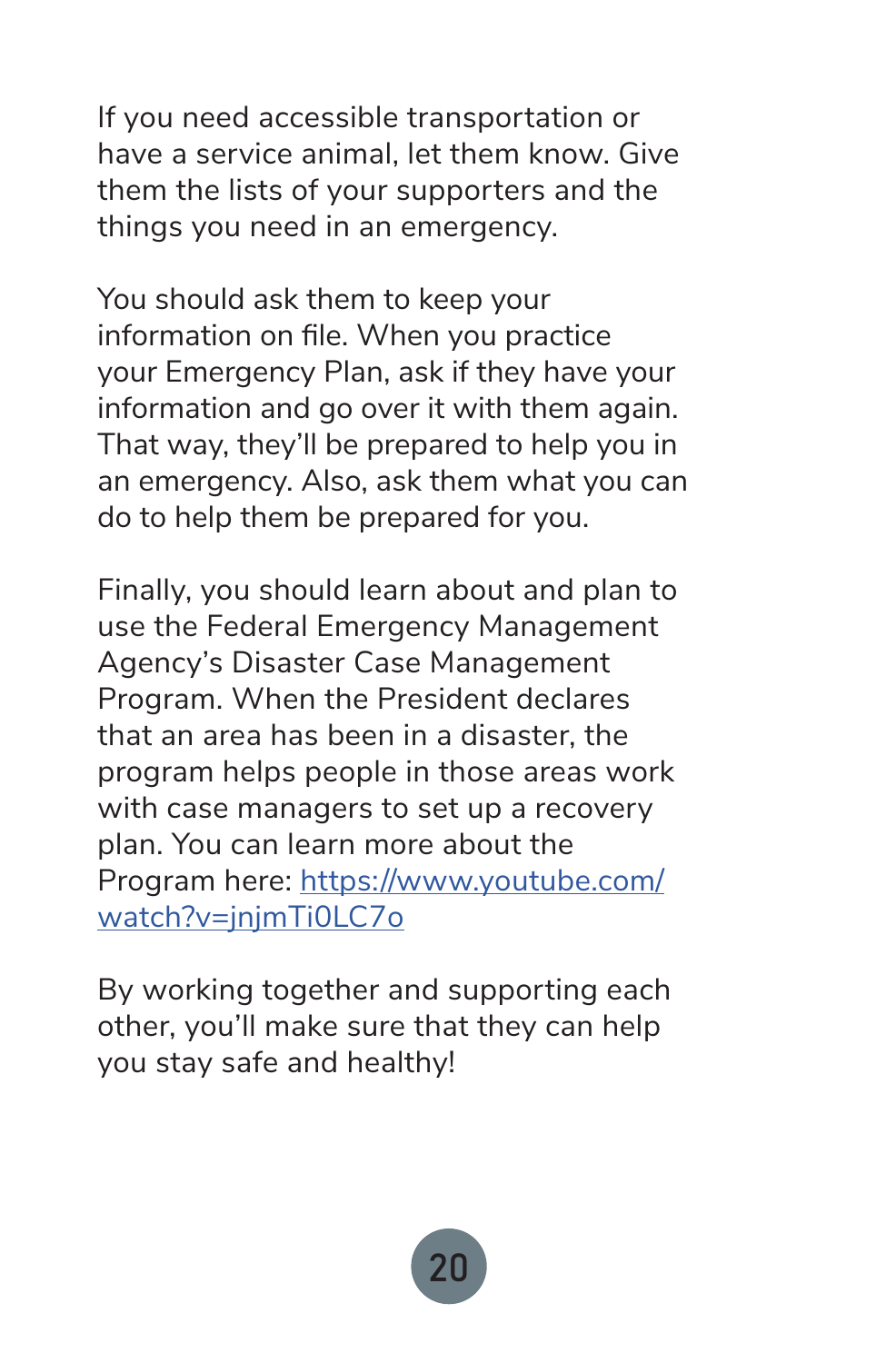If you need accessible transportation or have a service animal, let them know. Give them the lists of your supporters and the things you need in an emergency.

You should ask them to keep your information on file. When you practice your Emergency Plan, ask if they have your information and go over it with them again. That way, they'll be prepared to help you in an emergency. Also, ask them what you can do to help them be prepared for you.

Finally, you should learn about and plan to use the Federal Emergency Management Agency's Disaster Case Management Program. When the President declares that an area has been in a disaster, the program helps people in those areas work with case managers to set up a recovery plan. You can learn more about the Program here: [https://www.youtube.com/watch?v=jnjmTi0LC7o](https://www.youtube.com/watch?v=jnjmTi0LC7o)

By working together and supporting each other, you'll make sure that they can help you stay safe and healthy!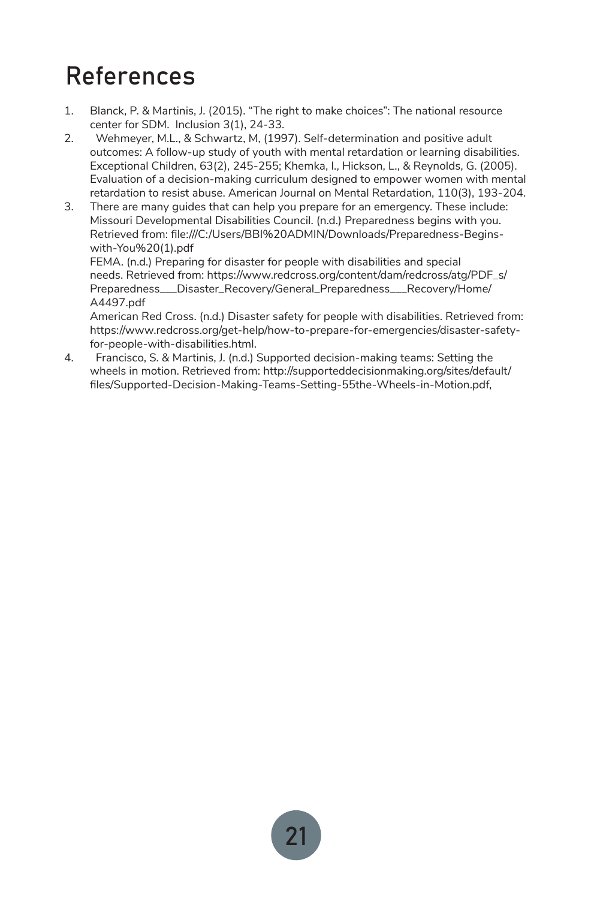# References

1. Blanck, P. & Martinis, J. (2015). "The right to make choices": The national resource center for SDM. Inclusion 3(1), 24-33.
2. Wehmeyer, M.L., & Schwartz, M, (1997). Self-determination and positive adult outcomes: A follow-up study of youth with mental retardation or learning disabilities. Exceptional Children, 63(2), 245-255; Khemka, I., Hickson, L., & Reynolds, G. (2005). Evaluation of a decision-making curriculum designed to empower women with mental retardation to resist abuse. American Journal on Mental Retardation, 110(3), 193-204.
3. There are many guides that can help you prepare for an emergency. These include: Missouri Developmental Disabilities Council. (n.d.) Preparedness begins with you. Retrieved from: file:///C:/Users/BBI%20ADMIN/Downloads/Preparedness-Begins-with-You%20(1).pdf

   FEMA. (n.d.) Preparing for disaster for people with disabilities and special needs. Retrieved from: https://www.redcross.org/content/dam/redcross/atg/PDF_s/Preparedness___Disaster_Recovery/General_Preparedness___Recovery/Home/A4497.pdf

   American Red Cross. (n.d.) Disaster safety for people with disabilities. Retrieved from: https://www.redcross.org/get-help/how-to-prepare-for-emergencies/disaster-safety-for-people-with-disabilities.html.
4. Francisco, S. & Martinis, J. (n.d.) Supported decision-making teams: Setting the wheels in motion. Retrieved from: http://supporteddecisionmaking.org/sites/default/files/Supported-Decision-Making-Teams-Setting-55the-Wheels-in-Motion.pdf,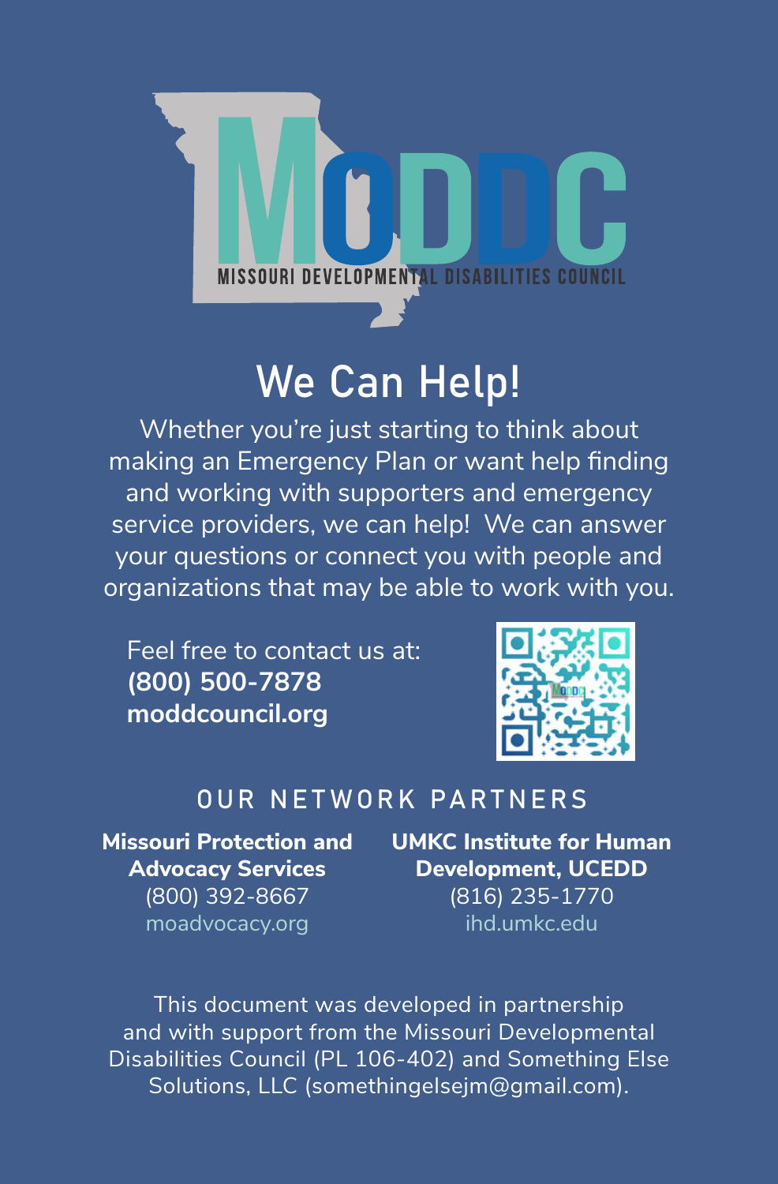MODDC

MISSOURI DEVELOPMENTAL DISABILITIES COUNCIL

# We Can Help!

Whether you're just starting to think about making an Emergency Plan or want help finding and working with supporters and emergency service providers, we can help! We can answer your questions or connect you with people and organizations that may be able to work with you.

Feel free to contact us at:
**(800) 500-7878**
**moddcouncil.org**

## OUR NETWORK PARTNERS

**Missouri Protection and Advocacy Services**
(800) 392-8667
moadvocacy.org

**UMKC Institute for Human Development, UCEDD**
(816) 235-1770
ihd.umkc.edu

This document was developed in partnership and with support from the Missouri Developmental Disabilities Council (PL 106-402) and Something Else Solutions, LLC (somethingelsejm@gmail.com).